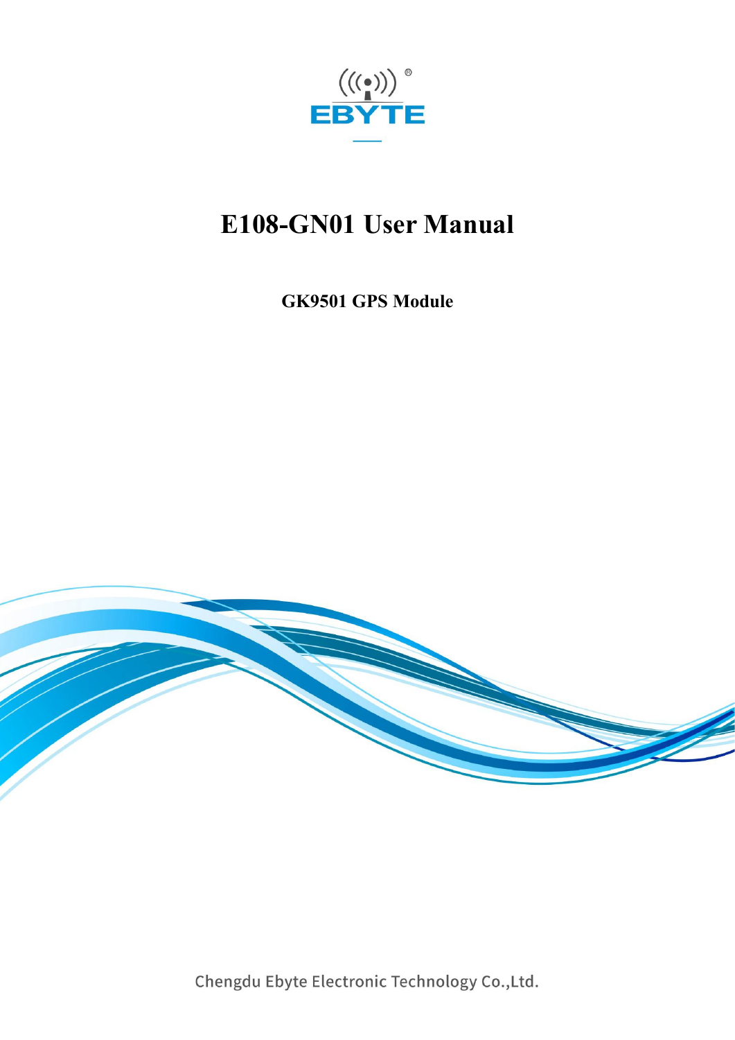EBYTE

# E108-GN01 User Manual

**GK9501 GPS Module**

Chengdu Ebyte Electronic Technology Co.,Ltd.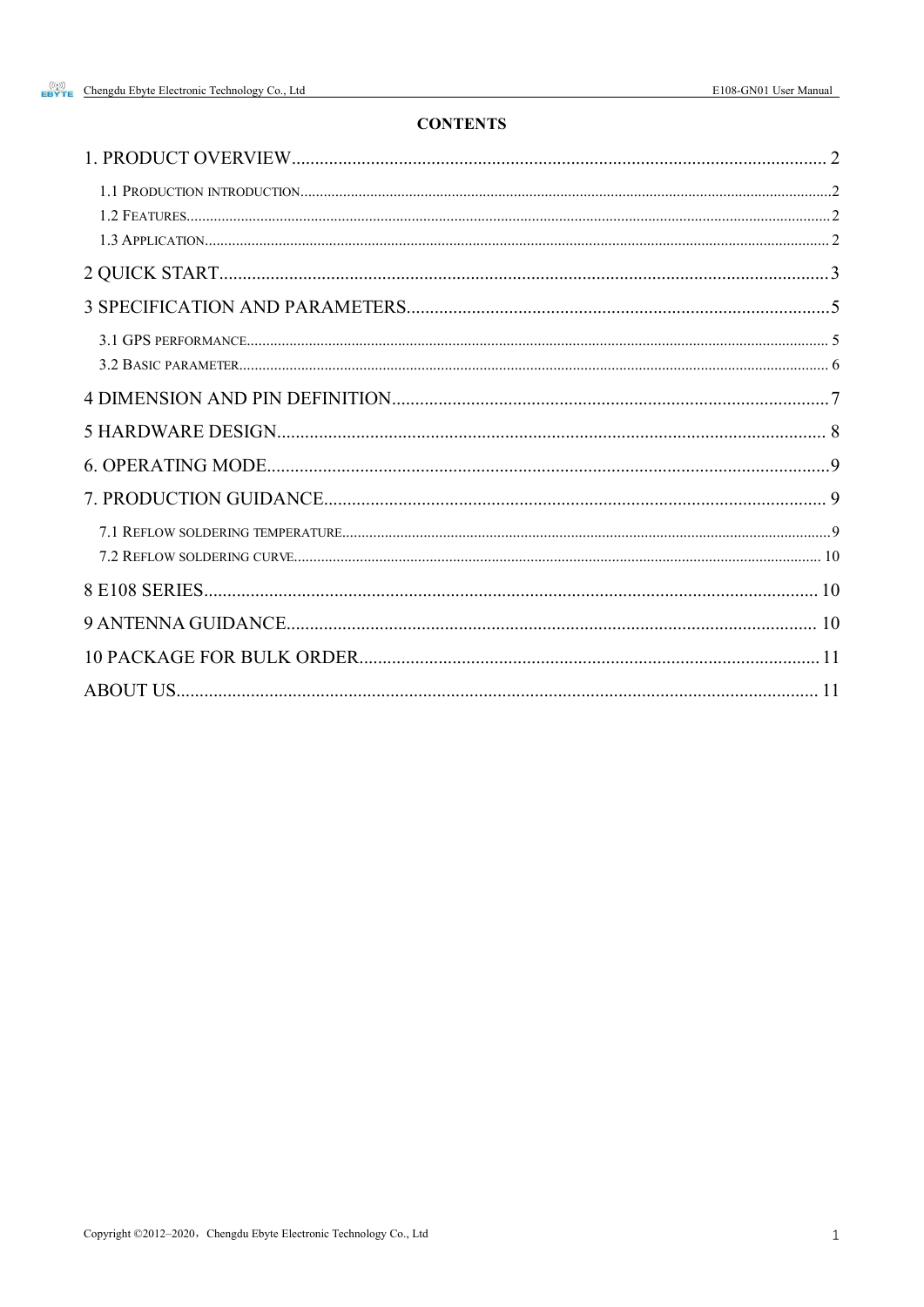**CONTENTS**

1. PRODUCT OVERVIEW ........ 2
   - 1.1 Production introduction ........ 2
   - 1.2 Features ........ 2
   - 1.3 Application ........ 2
2. QUICK START ........ 3
3. SPECIFICATION AND PARAMETERS ........ 5
   - 3.1 GPS performance ........ 5
   - 3.2 Basic parameter ........ 6
4. DIMENSION AND PIN DEFINITION ........ 7
5. HARDWARE DESIGN ........ 8
6. OPERATING MODE ........ 9
7. PRODUCTION GUIDANCE ........ 9
   - 7.1 Reflow soldering temperature ........ 9
   - 7.2 Reflow soldering curve ........ 10
8. E108 SERIES ........ 10
9. ANTENNA GUIDANCE ........ 10
10. PACKAGE FOR BULK ORDER ........ 11

ABOUT US ........ 11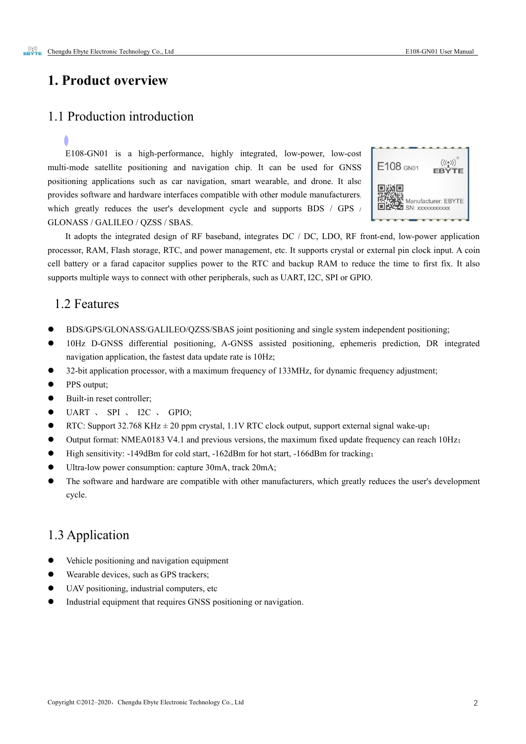# 1. Product overview

## 1.1 Production introduction

E108-GN01 is a high-performance, highly integrated, low-power, low-cost multi-mode satellite positioning and navigation chip. It can be used for GNSS positioning applications such as car navigation, smart wearable, and drone. It also provides software and hardware interfaces compatible with other module manufacturers, which greatly reduces the user's development cycle and supports BDS / GPS / GLONASS / GALILEO / QZSS / SBAS.

It adopts the integrated design of RF baseband, integrates DC / DC, LDO, RF front-end, low-power application processor, RAM, Flash storage, RTC, and power management, etc. It supports crystal or external pin clock input. A coin cell battery or a farad capacitor supplies power to the RTC and backup RAM to reduce the time to first fix. It also supports multiple ways to connect with other peripherals, such as UART, I2C, SPI or GPIO.

## 1.2 Features

- BDS/GPS/GLONASS/GALILEO/QZSS/SBAS joint positioning and single system independent positioning;
- 10Hz D-GNSS differential positioning, A-GNSS assisted positioning, ephemeris prediction, DR integrated navigation application, the fastest data update rate is 10Hz;
- 32-bit application processor, with a maximum frequency of 133MHz, for dynamic frequency adjustment;
- PPS output;
- Built-in reset controller;
- UART 、 SPI 、 I2C 、 GPIO;
- RTC: Support 32.768 KHz ± 20 ppm crystal, 1.1V RTC clock output, support external signal wake-up；
- Output format: NMEA0183 V4.1 and previous versions, the maximum fixed update frequency can reach 10Hz；
- High sensitivity: -149dBm for cold start, -162dBm for hot start, -166dBm for tracking；
- Ultra-low power consumption: capture 30mA, track 20mA;
- The software and hardware are compatible with other manufacturers, which greatly reduces the user's development cycle.

## 1.3 Application

- Vehicle positioning and navigation equipment
- Wearable devices, such as GPS trackers;
- UAV positioning, industrial computers, etc
- Industrial equipment that requires GNSS positioning or navigation.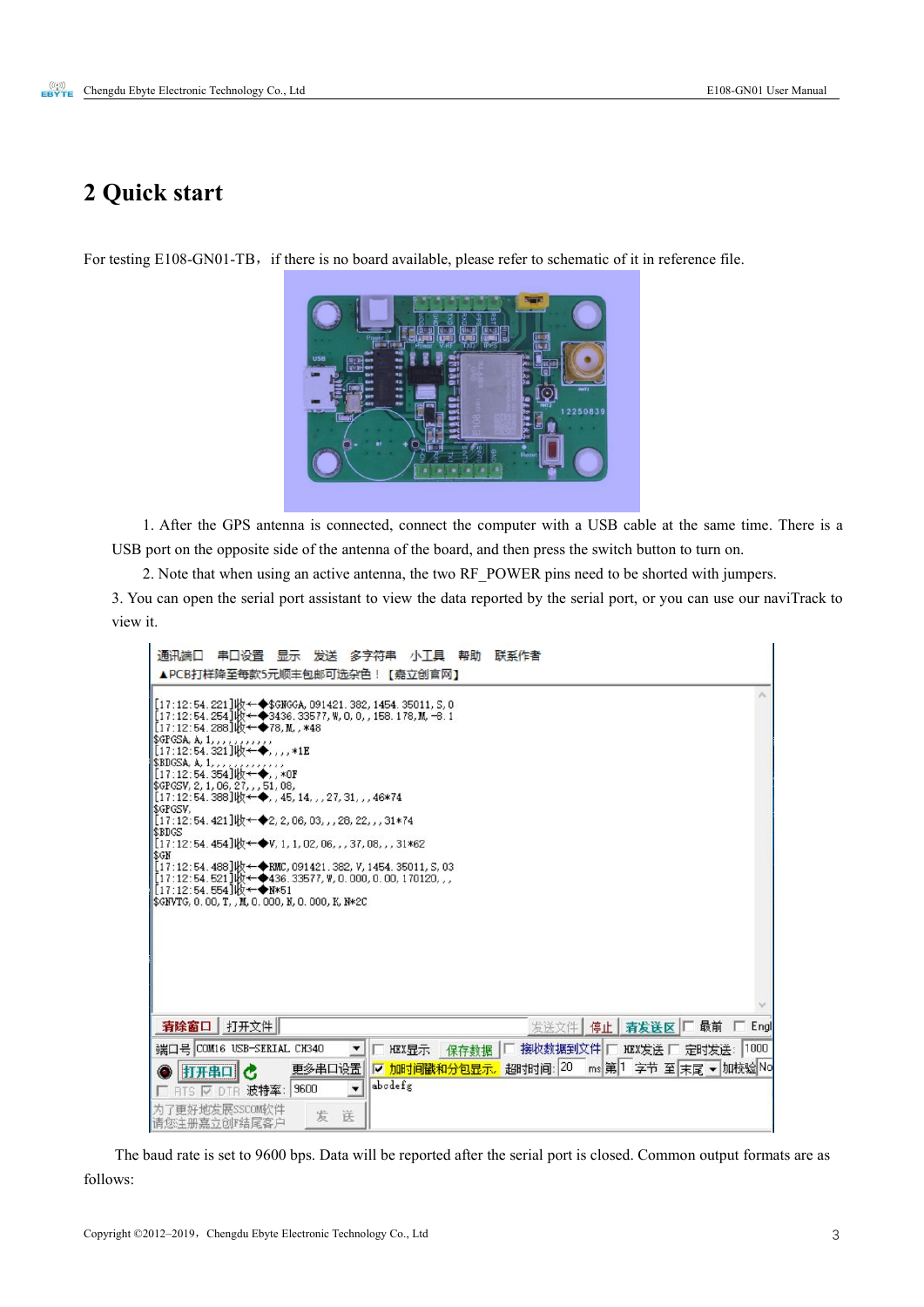# 2 Quick start

For testing E108-GN01-TB，if there is no board available, please refer to schematic of it in reference file.

1. After the GPS antenna is connected, connect the computer with a USB cable at the same time. There is a USB port on the opposite side of the antenna of the board, and then press the switch button to turn on.

2. Note that when using an active antenna, the two RF_POWER pins need to be shorted with jumpers.

3. You can open the serial port assistant to view the data reported by the serial port, or you can use our naviTrack to view it.

The baud rate is set to 9600 bps. Data will be reported after the serial port is closed. Common output formats are as follows: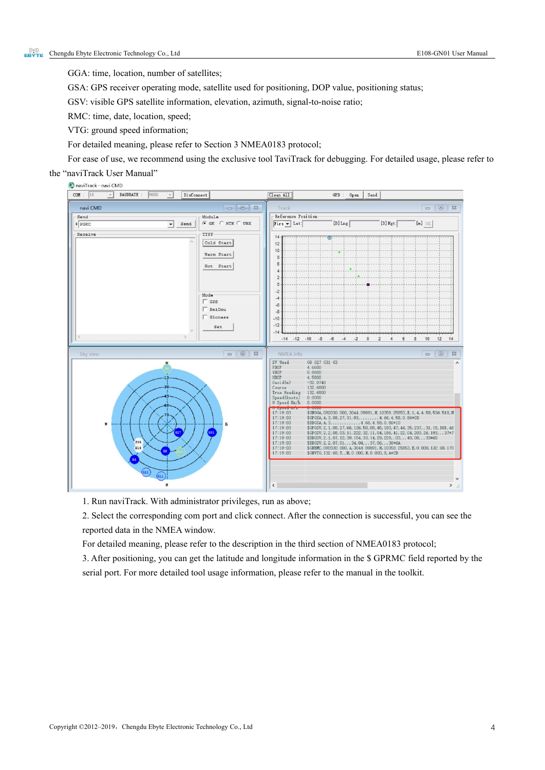GGA: time, location, number of satellites;

GSA: GPS receiver operating mode, satellite used for positioning, DOP value, positioning status;

GSV: visible GPS satellite information, elevation, azimuth, signal-to-noise ratio;

RMC: time, date, location, speed;

VTG: ground speed information;

For detailed meaning, please refer to Section 3 NMEA0183 protocol;

For ease of use, we recommend using the exclusive tool TaviTrack for debugging. For detailed usage, please refer to the "naviTrack User Manual"

1. Run naviTrack. With administrator privileges, run as above;

2. Select the corresponding com port and click connect. After the connection is successful, you can see the reported data in the NMEA window.

For detailed meaning, please refer to the description in the third section of NMEA0183 protocol;

3. After positioning, you can get the latitude and longitude information in the $ GPRMC field reported by the serial port. For more detailed tool usage information, please refer to the manual in the toolkit.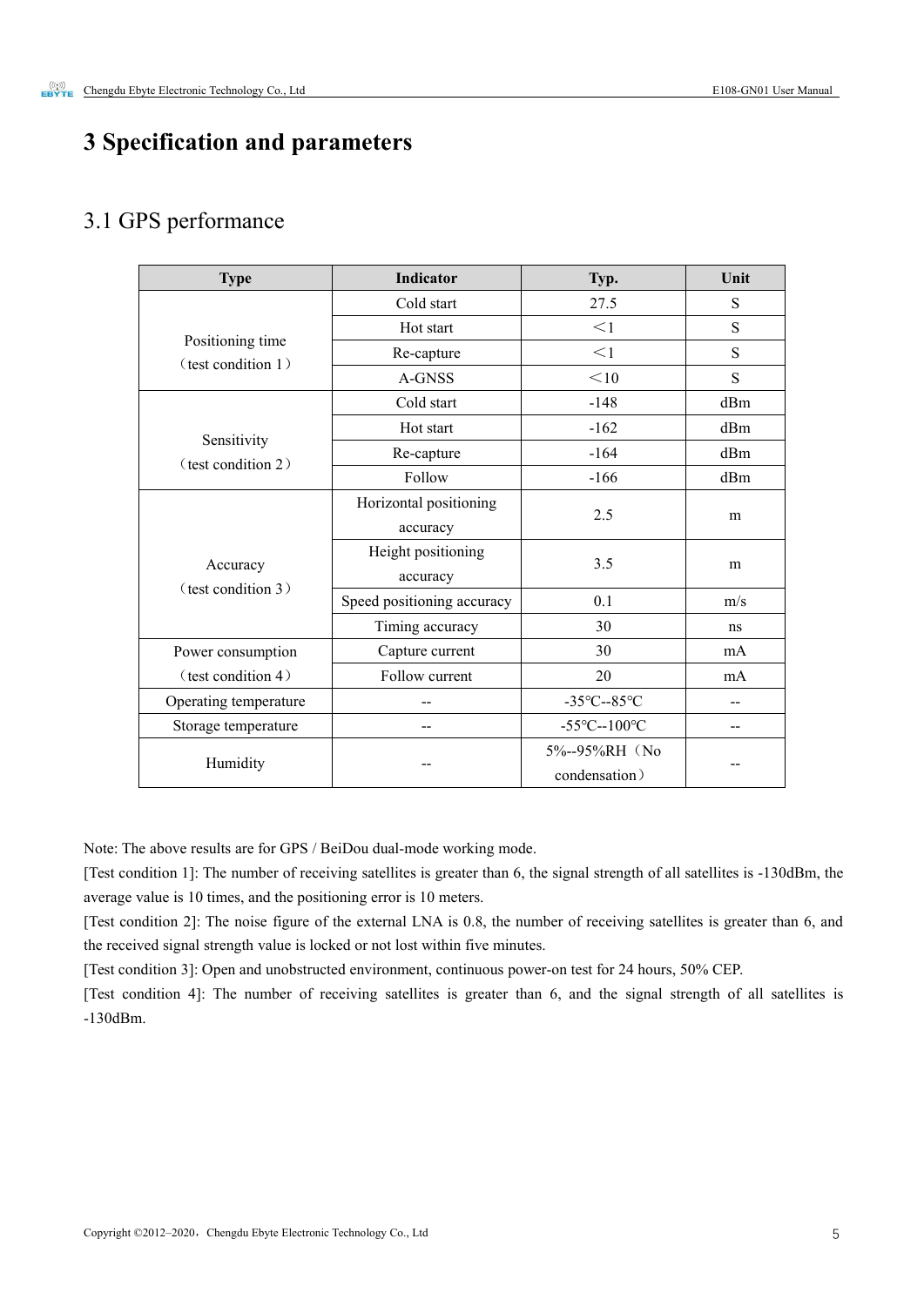# 3 Specification and parameters

## 3.1 GPS performance

| Type | Indicator | Typ. | Unit |
|---|---|---|---|
| Positioning time（test condition 1） | Cold start | 27.5 | S |
| | Hot start | ＜1 | S |
| | Re-capture | ＜1 | S |
| | A-GNSS | ＜10 | S |
| Sensitivity（test condition 2） | Cold start | -148 | dBm |
| | Hot start | -162 | dBm |
| | Re-capture | -164 | dBm |
| | Follow | -166 | dBm |
| Accuracy（test condition 3） | Horizontal positioning accuracy | 2.5 | m |
| | Height positioning accuracy | 3.5 | m |
| | Speed positioning accuracy | 0.1 | m/s |
| | Timing accuracy | 30 | ns |
| Power consumption（test condition 4） | Capture current | 30 | mA |
| | Follow current | 20 | mA |
| Operating temperature | -- | -35℃--85℃ | -- |
| Storage temperature | -- | -55℃--100℃ | -- |
| Humidity | -- | 5%--95%RH（No condensation） | -- |

Note: The above results are for GPS / BeiDou dual-mode working mode.

[Test condition 1]: The number of receiving satellites is greater than 6, the signal strength of all satellites is -130dBm, the average value is 10 times, and the positioning error is 10 meters.

[Test condition 2]: The noise figure of the external LNA is 0.8, the number of receiving satellites is greater than 6, and the received signal strength value is locked or not lost within five minutes.

[Test condition 3]: Open and unobstructed environment, continuous power-on test for 24 hours, 50% CEP.

[Test condition 4]: The number of receiving satellites is greater than 6, and the signal strength of all satellites is -130dBm.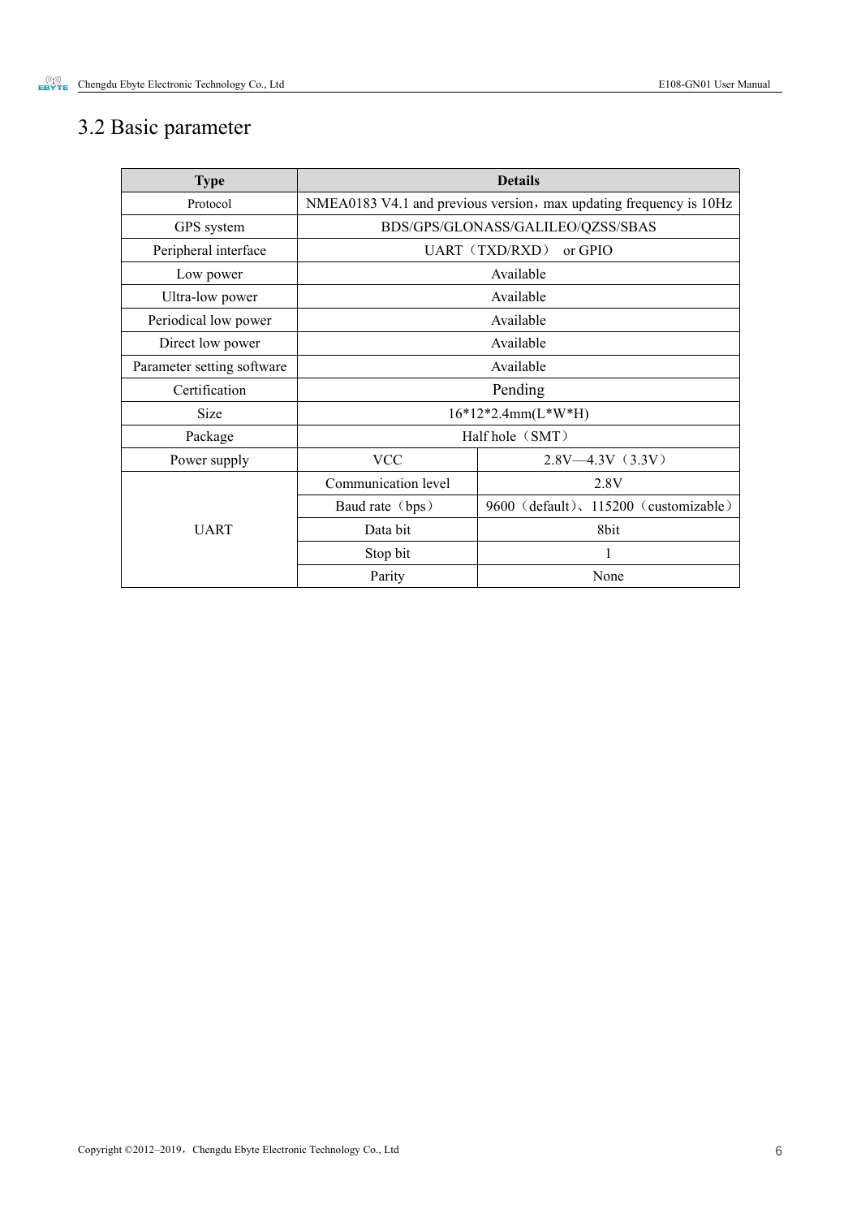## 3.2 Basic parameter

| Type | Details | |
|---|---|---|
| Protocol | NMEA0183 V4.1 and previous version，max updating frequency is 10Hz | |
| GPS system | BDS/GPS/GLONASS/GALILEO/QZSS/SBAS | |
| Peripheral interface | UART（TXD/RXD） or GPIO | |
| Low power | Available | |
| Ultra-low power | Available | |
| Periodical low power | Available | |
| Direct low power | Available | |
| Parameter setting software | Available | |
| Certification | Pending | |
| Size | 16*12*2.4mm(L*W*H) | |
| Package | Half hole（SMT） | |
| Power supply | VCC | 2.8V—4.3V（3.3V） |
| UART | Communication level | 2.8V |
| | Baud rate（bps） | 9600（default）、115200（customizable） |
| | Data bit | 8bit |
| | Stop bit | 1 |
| | Parity | None |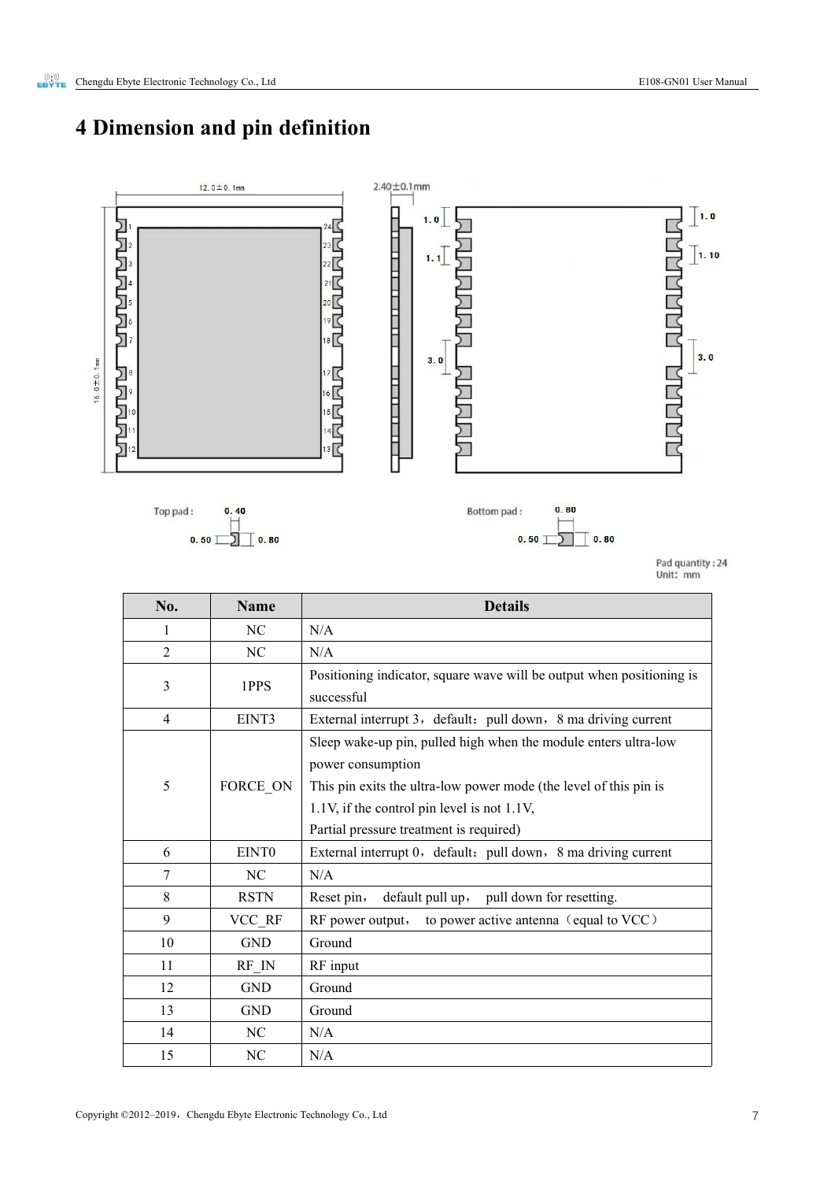# 4 Dimension and pin definition

| No. | Name | Details |
|---|---|---|
| 1 | NC | N/A |
| 2 | NC | N/A |
| 3 | 1PPS | Positioning indicator, square wave will be output when positioning is successful |
| 4 | EINT3 | External interrupt 3，default：pull down，8 ma driving current |
| 5 | FORCE_ON | Sleep wake-up pin, pulled high when the module enters ultra-low power consumption<br>This pin exits the ultra-low power mode (the level of this pin is 1.1V, if the control pin level is not 1.1V,<br>Partial pressure treatment is required) |
| 6 | EINT0 | External interrupt 0，default：pull down，8 ma driving current |
| 7 | NC | N/A |
| 8 | RSTN | Reset pin， default pull up， pull down for resetting. |
| 9 | VCC_RF | RF power output， to power active antenna（equal to VCC） |
| 10 | GND | Ground |
| 11 | RF_IN | RF input |
| 12 | GND | Ground |
| 13 | GND | Ground |
| 14 | NC | N/A |
| 15 | NC | N/A |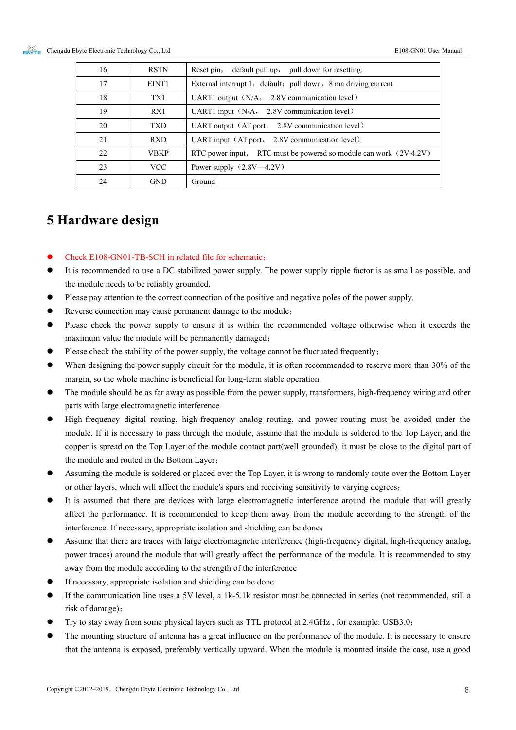| 16 | RSTN | Reset pin， default pull up， pull down for resetting. |
|---|---|---|
| 17 | EINT1 | External interrupt 1，default：pull down，8 ma driving current |
| 18 | TX1 | UART1 output（N/A， 2.8V communication level） |
| 19 | RX1 | UART1 input（N/A， 2.8V communication level） |
| 20 | TXD | UART output（AT port， 2.8V communication level） |
| 21 | RXD | UART input（AT port， 2.8V communication level） |
| 22 | VBKP | RTC power input， RTC must be powered so module can work（2V-4.2V） |
| 23 | VCC | Power supply（2.8V—4.2V） |
| 24 | GND | Ground |

# 5 Hardware design

- Check E108-GN01-TB-SCH in related file for schematic；
- It is recommended to use a DC stabilized power supply. The power supply ripple factor is as small as possible, and the module needs to be reliably grounded.
- Please pay attention to the correct connection of the positive and negative poles of the power supply.
- Reverse connection may cause permanent damage to the module；
- Please check the power supply to ensure it is within the recommended voltage otherwise when it exceeds the maximum value the module will be permanently damaged；
- Please check the stability of the power supply, the voltage cannot be fluctuated frequently；
- When designing the power supply circuit for the module, it is often recommended to reserve more than 30% of the margin, so the whole machine is beneficial for long-term stable operation.
- The module should be as far away as possible from the power supply, transformers, high-frequency wiring and other parts with large electromagnetic interference
- High-frequency digital routing, high-frequency analog routing, and power routing must be avoided under the module. If it is necessary to pass through the module, assume that the module is soldered to the Top Layer, and the copper is spread on the Top Layer of the module contact part(well grounded), it must be close to the digital part of the module and routed in the Bottom Layer；
- Assuming the module is soldered or placed over the Top Layer, it is wrong to randomly route over the Bottom Layer or other layers, which will affect the module's spurs and receiving sensitivity to varying degrees；
- It is assumed that there are devices with large electromagnetic interference around the module that will greatly affect the performance. It is recommended to keep them away from the module according to the strength of the interference. If necessary, appropriate isolation and shielding can be done；
- Assume that there are traces with large electromagnetic interference (high-frequency digital, high-frequency analog, power traces) around the module that will greatly affect the performance of the module. It is recommended to stay away from the module according to the strength of the interference
- If necessary, appropriate isolation and shielding can be done.
- If the communication line uses a 5V level, a 1k-5.1k resistor must be connected in series (not recommended, still a risk of damage)；
- Try to stay away from some physical layers such as TTL protocol at 2.4GHz , for example: USB3.0；
- The mounting structure of antenna has a great influence on the performance of the module. It is necessary to ensure that the antenna is exposed, preferably vertically upward. When the module is mounted inside the case, use a good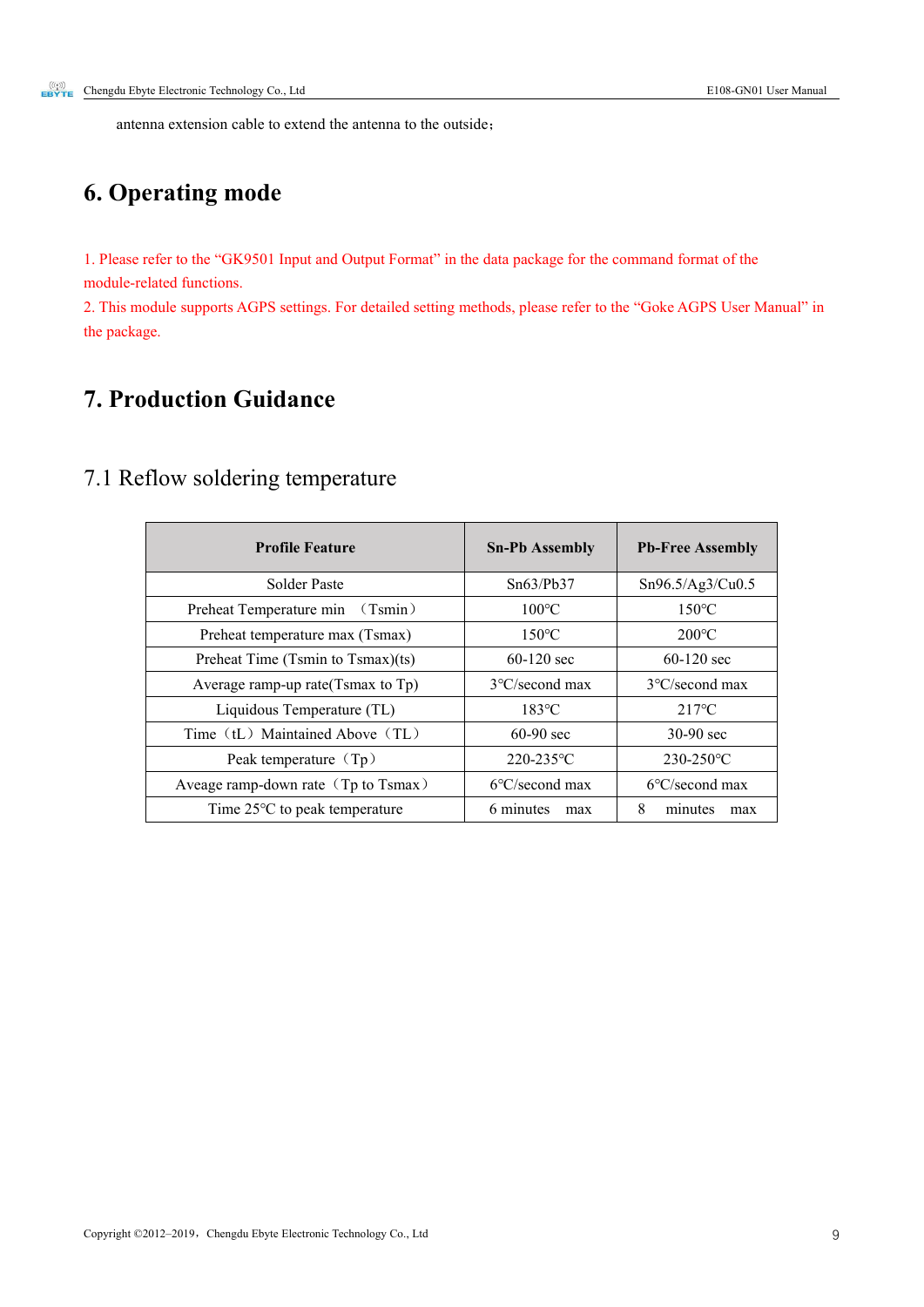antenna extension cable to extend the antenna to the outside；

# 6. Operating mode

1. Please refer to the “GK9501 Input and Output Format” in the data package for the command format of the module-related functions.
2. This module supports AGPS settings. For detailed setting methods, please refer to the “Goke AGPS User Manual” in the package.

# 7. Production Guidance

## 7.1 Reflow soldering temperature

| Profile Feature | Sn-Pb Assembly | Pb-Free Assembly |
|---|---|---|
| Solder Paste | Sn63/Pb37 | Sn96.5/Ag3/Cu0.5 |
| Preheat Temperature min （Tsmin） | 100℃ | 150℃ |
| Preheat temperature max (Tsmax) | 150℃ | 200℃ |
| Preheat Time (Tsmin to Tsmax)(ts) | 60-120 sec | 60-120 sec |
| Average ramp-up rate(Tsmax to Tp) | 3℃/second max | 3℃/second max |
| Liquidous Temperature (TL) | 183℃ | 217℃ |
| Time（tL）Maintained Above（TL） | 60-90 sec | 30-90 sec |
| Peak temperature（Tp） | 220-235℃ | 230-250℃ |
| Aveage ramp-down rate（Tp to Tsmax） | 6℃/second max | 6℃/second max |
| Time 25℃ to peak temperature | 6 minutes max | 8 minutes max |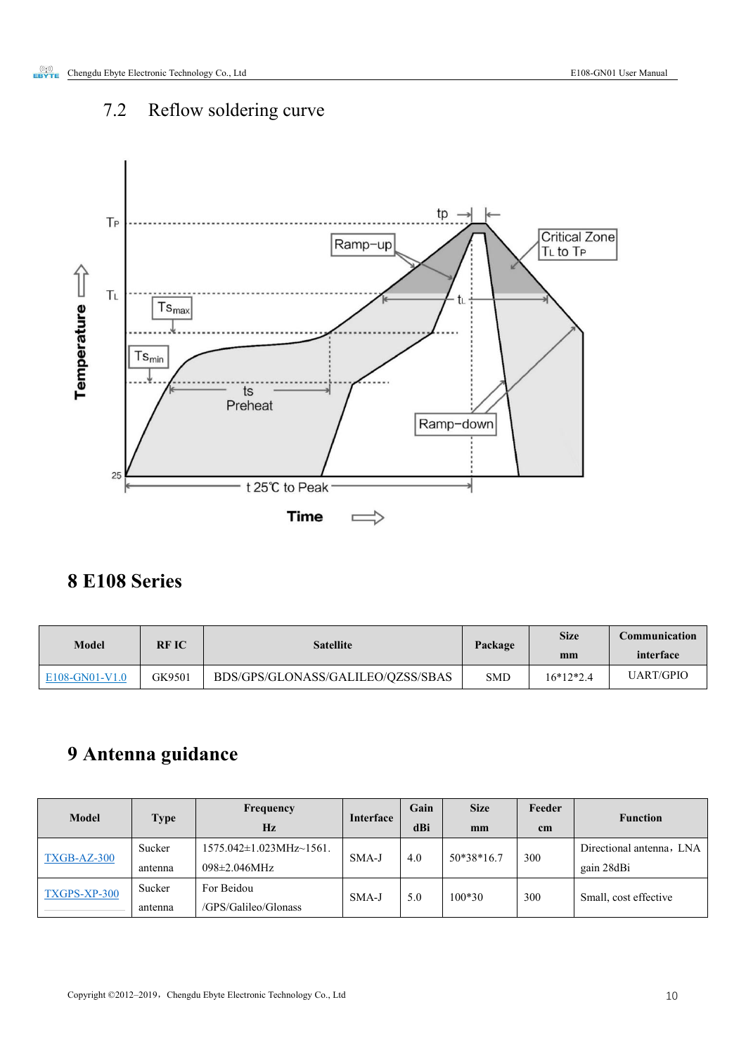## 7.2 Reflow soldering curve

# 8 E108 Series

| Model | RF IC | Satellite | Package | Size mm | Communication interface |
|---|---|---|---|---|---|
| E108-GN01-V1.0 | GK9501 | BDS/GPS/GLONASS/GALILEO/QZSS/SBAS | SMD | 16*12*2.4 | UART/GPIO |

# 9 Antenna guidance

| Model | Type | Frequency Hz | Interface | Gain dBi | Size mm | Feeder cm | Function |
|---|---|---|---|---|---|---|---|
| TXGB-AZ-300 | Sucker antenna | 1575.042±1.023MHz~1561.098±2.046MHz | SMA-J | 4.0 | 50*38*16.7 | 300 | Directional antenna，LNA gain 28dBi |
| TXGPS-XP-300 | Sucker antenna | For Beidou /GPS/Galileo/Glonass | SMA-J | 5.0 | 100*30 | 300 | Small, cost effective |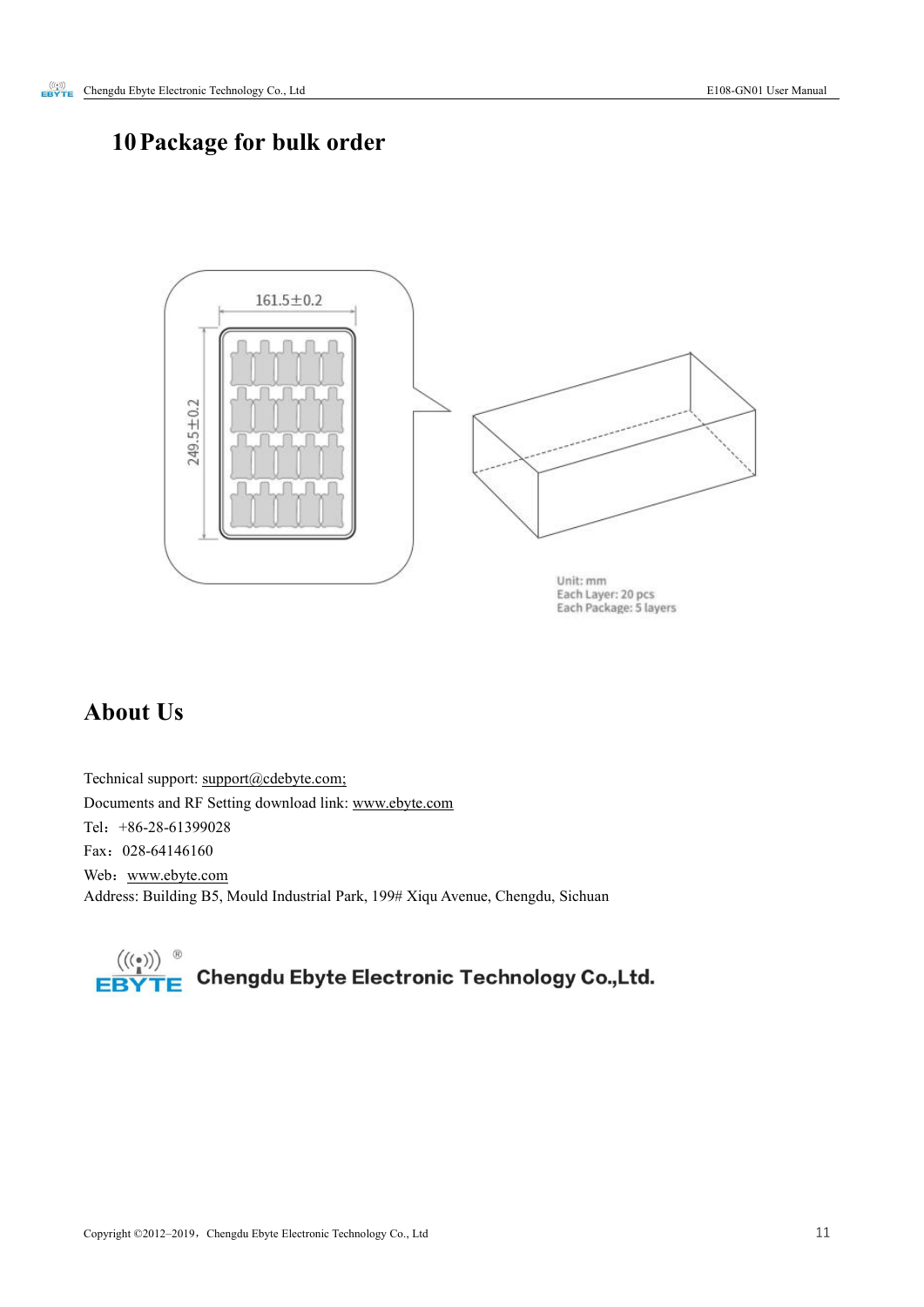# 10 Package for bulk order

161.5±0.2

249.5±0.2

Unit: mm
Each Layer: 20 pcs
Each Package: 5 layers

# About Us

Technical support: support@cdebyte.com;

Documents and RF Setting download link: www.ebyte.com

Tel：+86-28-61399028

Fax：028-64146160

Web：www.ebyte.com

Address: Building B5, Mould Industrial Park, 199# Xiqu Avenue, Chengdu, Sichuan

EBYTE Chengdu Ebyte Electronic Technology Co.,Ltd.